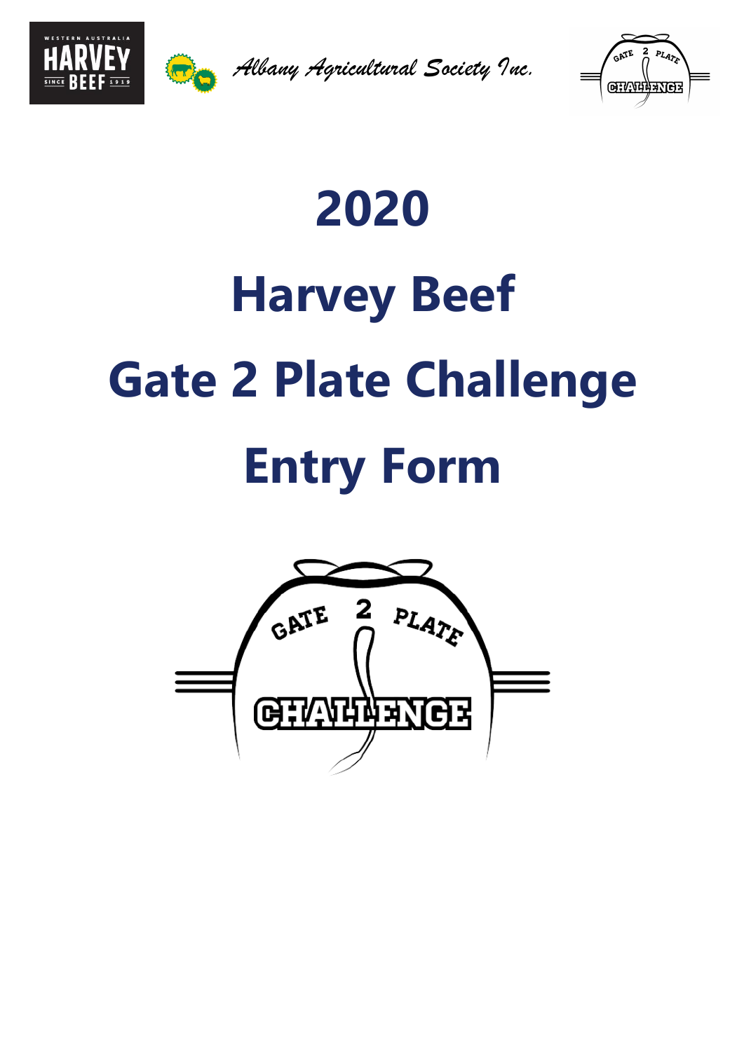Albany Agricultural Society Inc.

# 2020

# Harvey Beef

# Gate 2 Plate Challenge

# Entry Form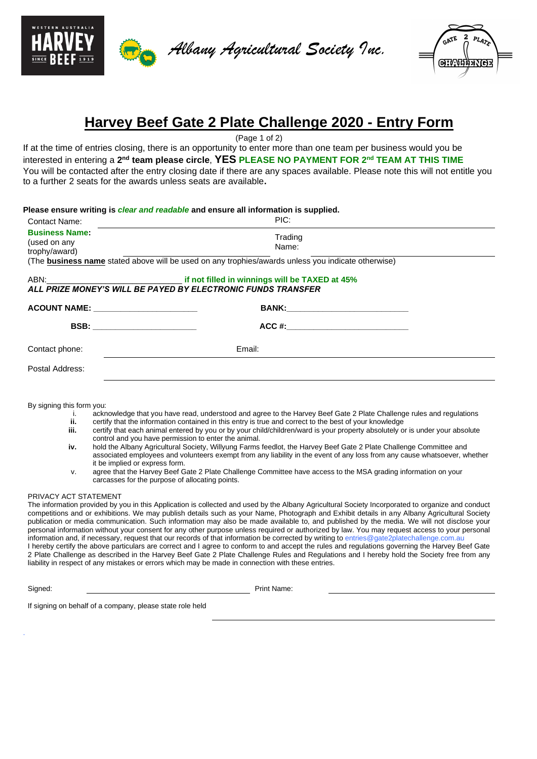*Albany Agricultural Society Inc.*

# Harvey Beef Gate 2 Plate Challenge 2020 - Entry Form

(Page 1 of 2)

If at the time of entries closing, there is an opportunity to enter more than one team per business would you be interested in entering a **2nd team please circle**, **YES** **PLEASE NO PAYMENT FOR 2nd TEAM AT THIS TIME**

You will be contacted after the entry closing date if there are any spaces available. Please note this will not entitle you to a further 2 seats for the awards unless seats are available**.**

**Please ensure writing is *clear and readable* and ensure all information is supplied.**

Contact Name: ______________________ PIC: ______________________

**Business Name:** (used on any trophy/award) ______________________ Trading Name: ______________________

(The **business name** stated above will be used on any trophies/awards unless you indicate otherwise)

ABN:____________________________ **if not filled in winnings will be TAXED at 45%**

***ALL PRIZE MONEY'S WILL BE PAYED BY ELECTRONIC FUNDS TRANSFER***

**ACOUNT NAME:** ______________________ **BANK:**______________________

**BSB:** ______________________ **ACC #:**______________________

Contact phone: ______________________ Email: ______________________

Postal Address: ______________________

By signing this form you:

i. acknowledge that you have read, understood and agree to the Harvey Beef Gate 2 Plate Challenge rules and regulations

ii. certify that the information contained in this entry is true and correct to the best of your knowledge

iii. certify that each animal entered by you or by your child/children/ward is your property absolutely or is under your absolute control and you have permission to enter the animal.

iv. hold the Albany Agricultural Society, Willyung Farms feedlot, the Harvey Beef Gate 2 Plate Challenge Committee and associated employees and volunteers exempt from any liability in the event of any loss from any cause whatsoever, whether it be implied or express form.

v. agree that the Harvey Beef Gate 2 Plate Challenge Committee have access to the MSA grading information on your carcasses for the purpose of allocating points.

PRIVACY ACT STATEMENT

The information provided by you in this Application is collected and used by the Albany Agricultural Society Incorporated to organize and conduct competitions and or exhibitions. We may publish details such as your Name, Photograph and Exhibit details in any Albany Agricultural Society publication or media communication. Such information may also be made available to, and published by the media. We will not disclose your personal information without your consent for any other purpose unless required or authorized by law. You may request access to your personal information and, if necessary, request that our records of that information be corrected by writing to entries@gate2platechallenge.com.au

I hereby certify the above particulars are correct and I agree to conform to and accept the rules and regulations governing the Harvey Beef Gate 2 Plate Challenge as described in the Harvey Beef Gate 2 Plate Challenge Rules and Regulations and I hereby hold the Society free from any liability in respect of any mistakes or errors which may be made in connection with these entries.

Signed: ______________________ Print Name: ______________________

If signing on behalf of a company, please state role held ______________________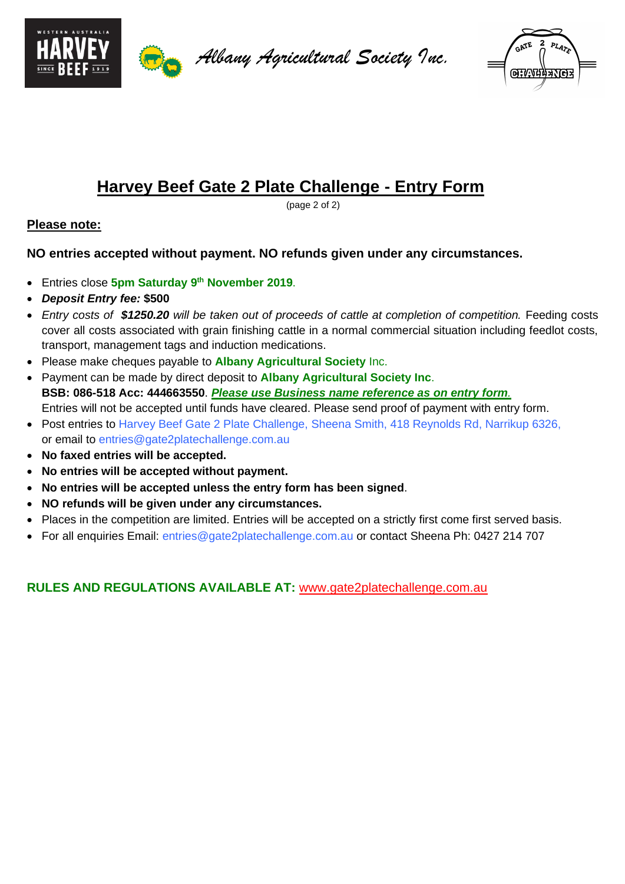Albany Agricultural Society Inc.

# Harvey Beef Gate 2 Plate Challenge - Entry Form

(page 2 of 2)

**Please note:**

**NO entries accepted without payment. NO refunds given under any circumstances.**

- Entries close **5pm Saturday 9th November 2019**.
- ***Deposit Entry fee:* $500**
- *Entry costs of* ***$1250.20*** *will be taken out of proceeds of cattle at completion of competition.* Feeding costs cover all costs associated with grain finishing cattle in a normal commercial situation including feedlot costs, transport, management tags and induction medications.
- Please make cheques payable to **Albany Agricultural Society** Inc.
- Payment can be made by direct deposit to **Albany Agricultural Society Inc**. **BSB: 086-518 Acc: 444663550**. ***Please use Business name reference as on entry form.*** Entries will not be accepted until funds have cleared. Please send proof of payment with entry form.
- Post entries to Harvey Beef Gate 2 Plate Challenge, Sheena Smith, 418 Reynolds Rd, Narrikup 6326, or email to entries@gate2platechallenge.com.au
- **No faxed entries will be accepted.**
- **No entries will be accepted without payment.**
- **No entries will be accepted unless the entry form has been signed**.
- **NO refunds will be given under any circumstances.**
- Places in the competition are limited. Entries will be accepted on a strictly first come first served basis.
- For all enquiries Email: entries@gate2platechallenge.com.au or contact Sheena Ph: 0427 214 707

**RULES AND REGULATIONS AVAILABLE AT:** www.gate2platechallenge.com.au